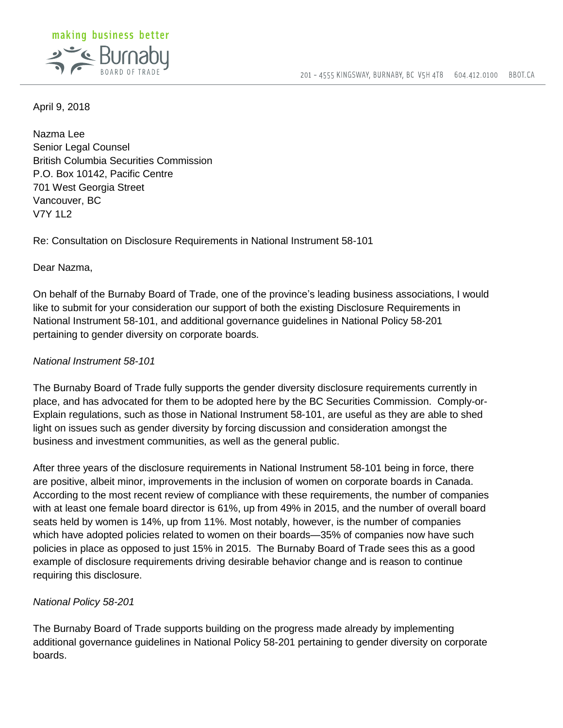making business better

Burnaby
BOARD OF TRADE

201 - 4555 KINGSWAY, BURNABY, BC V5H 4T8 604.412.0100 BBOT.CA

April 9, 2018

Nazma Lee
Senior Legal Counsel
British Columbia Securities Commission
P.O. Box 10142, Pacific Centre
701 West Georgia Street
Vancouver, BC
V7Y 1L2

Re: Consultation on Disclosure Requirements in National Instrument 58-101

Dear Nazma,

On behalf of the Burnaby Board of Trade, one of the province's leading business associations, I would like to submit for your consideration our support of both the existing Disclosure Requirements in National Instrument 58-101, and additional governance guidelines in National Policy 58-201 pertaining to gender diversity on corporate boards.

*National Instrument 58-101*

The Burnaby Board of Trade fully supports the gender diversity disclosure requirements currently in place, and has advocated for them to be adopted here by the BC Securities Commission. Comply-or-Explain regulations, such as those in National Instrument 58-101, are useful as they are able to shed light on issues such as gender diversity by forcing discussion and consideration amongst the business and investment communities, as well as the general public.

After three years of the disclosure requirements in National Instrument 58-101 being in force, there are positive, albeit minor, improvements in the inclusion of women on corporate boards in Canada. According to the most recent review of compliance with these requirements, the number of companies with at least one female board director is 61%, up from 49% in 2015, and the number of overall board seats held by women is 14%, up from 11%. Most notably, however, is the number of companies which have adopted policies related to women on their boards—35% of companies now have such policies in place as opposed to just 15% in 2015. The Burnaby Board of Trade sees this as a good example of disclosure requirements driving desirable behavior change and is reason to continue requiring this disclosure.

*National Policy 58-201*

The Burnaby Board of Trade supports building on the progress made already by implementing additional governance guidelines in National Policy 58-201 pertaining to gender diversity on corporate boards.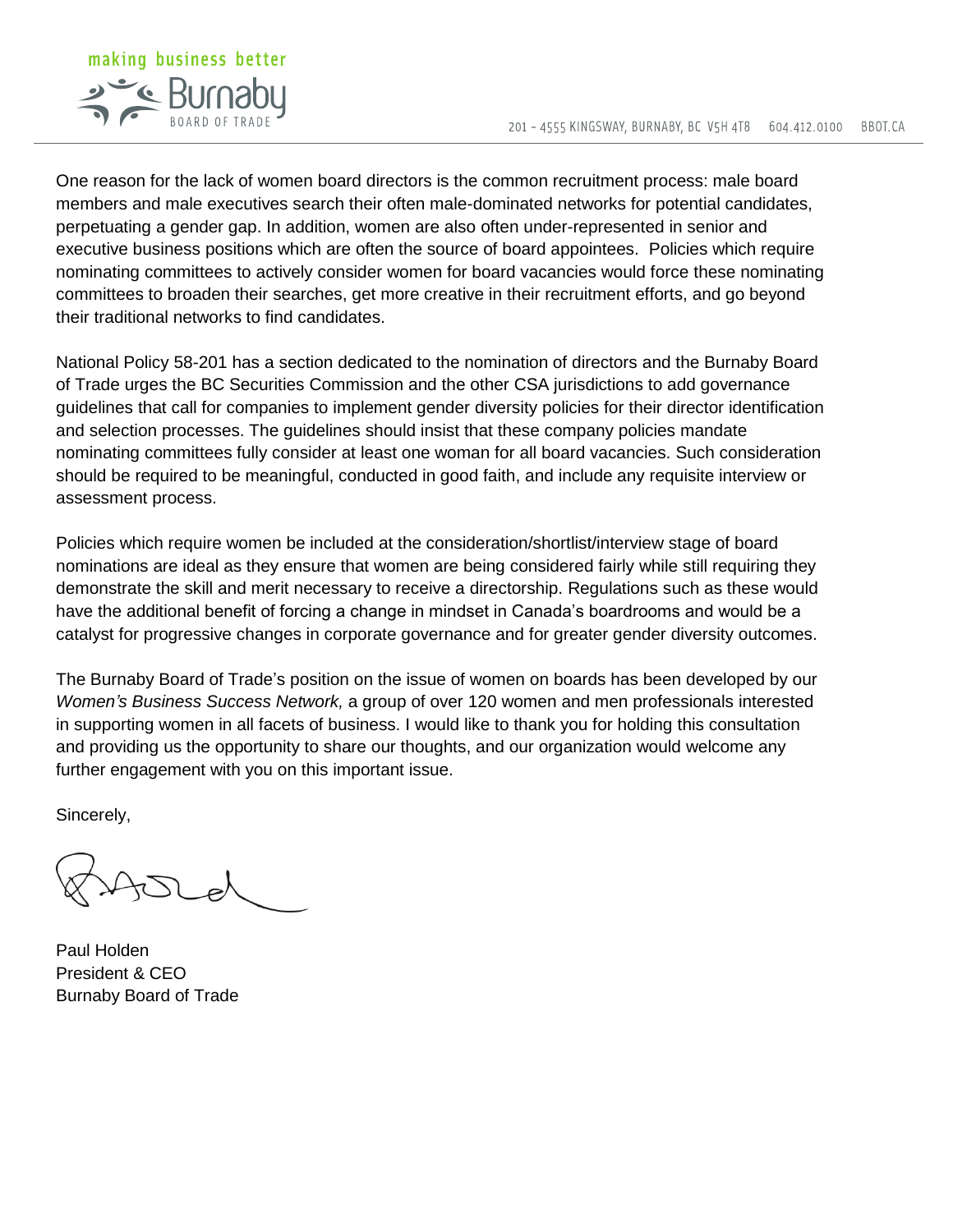One reason for the lack of women board directors is the common recruitment process: male board members and male executives search their often male-dominated networks for potential candidates, perpetuating a gender gap. In addition, women are also often under-represented in senior and executive business positions which are often the source of board appointees. Policies which require nominating committees to actively consider women for board vacancies would force these nominating committees to broaden their searches, get more creative in their recruitment efforts, and go beyond their traditional networks to find candidates.

National Policy 58-201 has a section dedicated to the nomination of directors and the Burnaby Board of Trade urges the BC Securities Commission and the other CSA jurisdictions to add governance guidelines that call for companies to implement gender diversity policies for their director identification and selection processes. The guidelines should insist that these company policies mandate nominating committees fully consider at least one woman for all board vacancies. Such consideration should be required to be meaningful, conducted in good faith, and include any requisite interview or assessment process.

Policies which require women be included at the consideration/shortlist/interview stage of board nominations are ideal as they ensure that women are being considered fairly while still requiring they demonstrate the skill and merit necessary to receive a directorship. Regulations such as these would have the additional benefit of forcing a change in mindset in Canada's boardrooms and would be a catalyst for progressive changes in corporate governance and for greater gender diversity outcomes.

The Burnaby Board of Trade's position on the issue of women on boards has been developed by our *Women's Business Success Network,* a group of over 120 women and men professionals interested in supporting women in all facets of business. I would like to thank you for holding this consultation and providing us the opportunity to share our thoughts, and our organization would welcome any further engagement with you on this important issue.

Sincerely,

Paul Holden
President & CEO
Burnaby Board of Trade